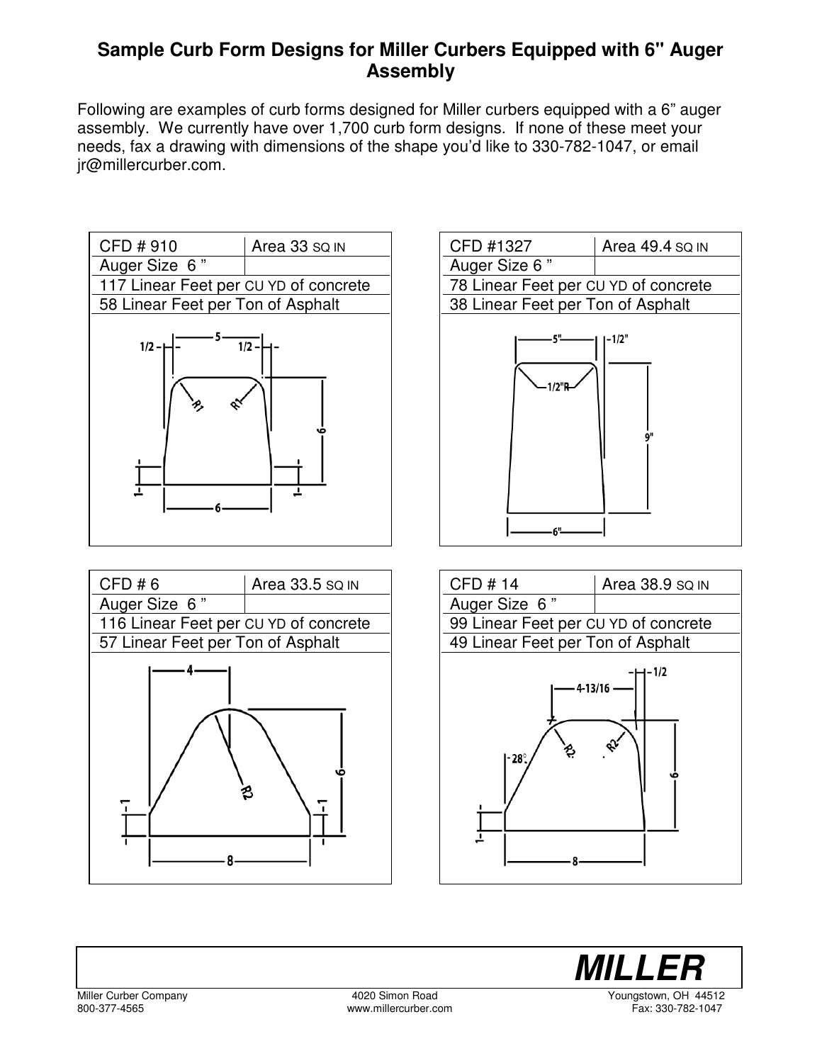# Sample Curb Form Designs for Miller Curbers Equipped with 6" Auger Assembly

Following are examples of curb forms designed for Miller curbers equipped with a 6" auger assembly. We currently have over 1,700 curb form designs. If none of these meet your needs, fax a drawing with dimensions of the shape you'd like to 330-782-1047, or email jr@millercurber.com.

| CFD # 910 | Area 33 SQ IN |
|---|---|
| Auger Size 6 " | |
| 117 Linear Feet per CU YD of concrete | |
| 58 Linear Feet per Ton of Asphalt | |

| CFD #1327 | Area 49.4 SQ IN |
|---|---|
| Auger Size 6 " | |
| 78 Linear Feet per CU YD of concrete | |
| 38 Linear Feet per Ton of Asphalt | |

| CFD # 6 | Area 33.5 SQ IN |
|---|---|
| Auger Size 6 " | |
| 116 Linear Feet per CU YD of concrete | |
| 57 Linear Feet per Ton of Asphalt | |

| CFD # 14 | Area 38.9 SQ IN |
|---|---|
| Auger Size 6 " | |
| 99 Linear Feet per CU YD of concrete | |
| 49 Linear Feet per Ton of Asphalt | |

**MILLER**

Miller Curber Company
800-377-4565
4020 Simon Road
www.millercurber.com
Youngstown, OH 44512
Fax: 330-782-1047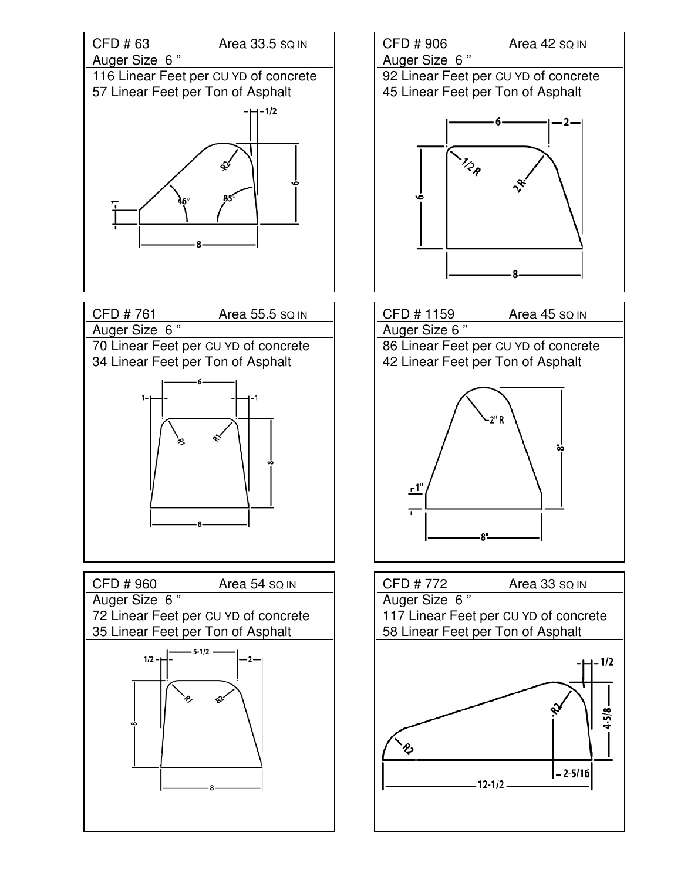| CFD # 63 | Area 33.5 SQ IN |
| --- | --- |
| Auger Size 6 ” | |
| 116 Linear Feet per CU YD of concrete | |
| 57 Linear Feet per Ton of Asphalt | |

| CFD # 906 | Area 42 SQ IN |
| --- | --- |
| Auger Size 6 ” | |
| 92 Linear Feet per CU YD of concrete | |
| 45 Linear Feet per Ton of Asphalt | |

| CFD # 761 | Area 55.5 SQ IN |
| --- | --- |
| Auger Size 6 ” | |
| 70 Linear Feet per CU YD of concrete | |
| 34 Linear Feet per Ton of Asphalt | |

| CFD # 1159 | Area 45 SQ IN |
| --- | --- |
| Auger Size 6 ” | |
| 86 Linear Feet per CU YD of concrete | |
| 42 Linear Feet per Ton of Asphalt | |

| CFD # 960 | Area 54 SQ IN |
| --- | --- |
| Auger Size 6 ” | |
| 72 Linear Feet per CU YD of concrete | |
| 35 Linear Feet per Ton of Asphalt | |

| CFD # 772 | Area 33 SQ IN |
| --- | --- |
| Auger Size 6 ” | |
| 117 Linear Feet per CU YD of concrete | |
| 58 Linear Feet per Ton of Asphalt | |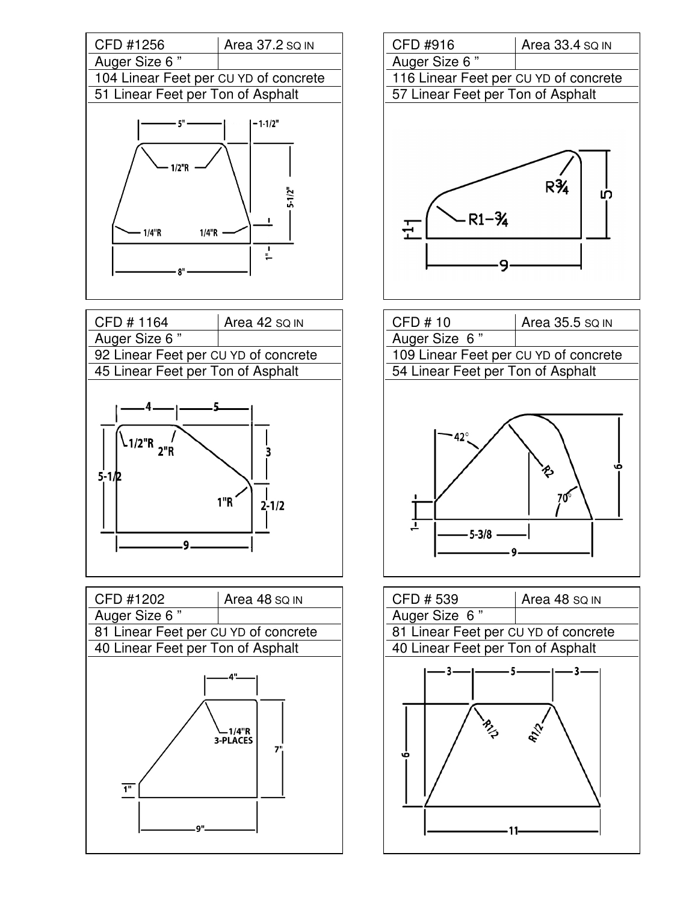| CFD #1256 | Area 37.2 SQ IN |
| --- | --- |
| Auger Size 6 " | |
| 104 Linear Feet per CU YD of concrete | |
| 51 Linear Feet per Ton of Asphalt | |

5" | 1-1/2" | 1/2"R | 5-1/2" | 1/4"R | 1/4"R | 1" | 1" | 8"

| CFD #916 | Area 33.4 SQ IN |
| --- | --- |
| Auger Size 6 " | |
| 116 Linear Feet per CU YD of concrete | |
| 57 Linear Feet per Ton of Asphalt | |

R¾ | 5 | R1-¾ | 1 | 9

| CFD # 1164 | Area 42 SQ IN |
| --- | --- |
| Auger Size 6 " | |
| 92 Linear Feet per CU YD of concrete | |
| 45 Linear Feet per Ton of Asphalt | |

4 | 5 | 1/2"R | 2"R | 3 | 5-1/2 | 1"R | 2-1/2 | 9

| CFD # 10 | Area 35.5 SQ IN |
| --- | --- |
| Auger Size 6 " | |
| 109 Linear Feet per CU YD of concrete | |
| 54 Linear Feet per Ton of Asphalt | |

42° | R2 | 6 | 70° | 1 | 5-3/8 | 9

| CFD #1202 | Area 48 SQ IN |
| --- | --- |
| Auger Size 6 " | |
| 81 Linear Feet per CU YD of concrete | |
| 40 Linear Feet per Ton of Asphalt | |

4" | 1/4"R 3-PLACES | 7" | 1" | 9"

| CFD # 539 | Area 48 SQ IN |
| --- | --- |
| Auger Size 6 " | |
| 81 Linear Feet per CU YD of concrete | |
| 40 Linear Feet per Ton of Asphalt | |

3 | 5 | 3 | R1/2 | R1/2 | 6 | 11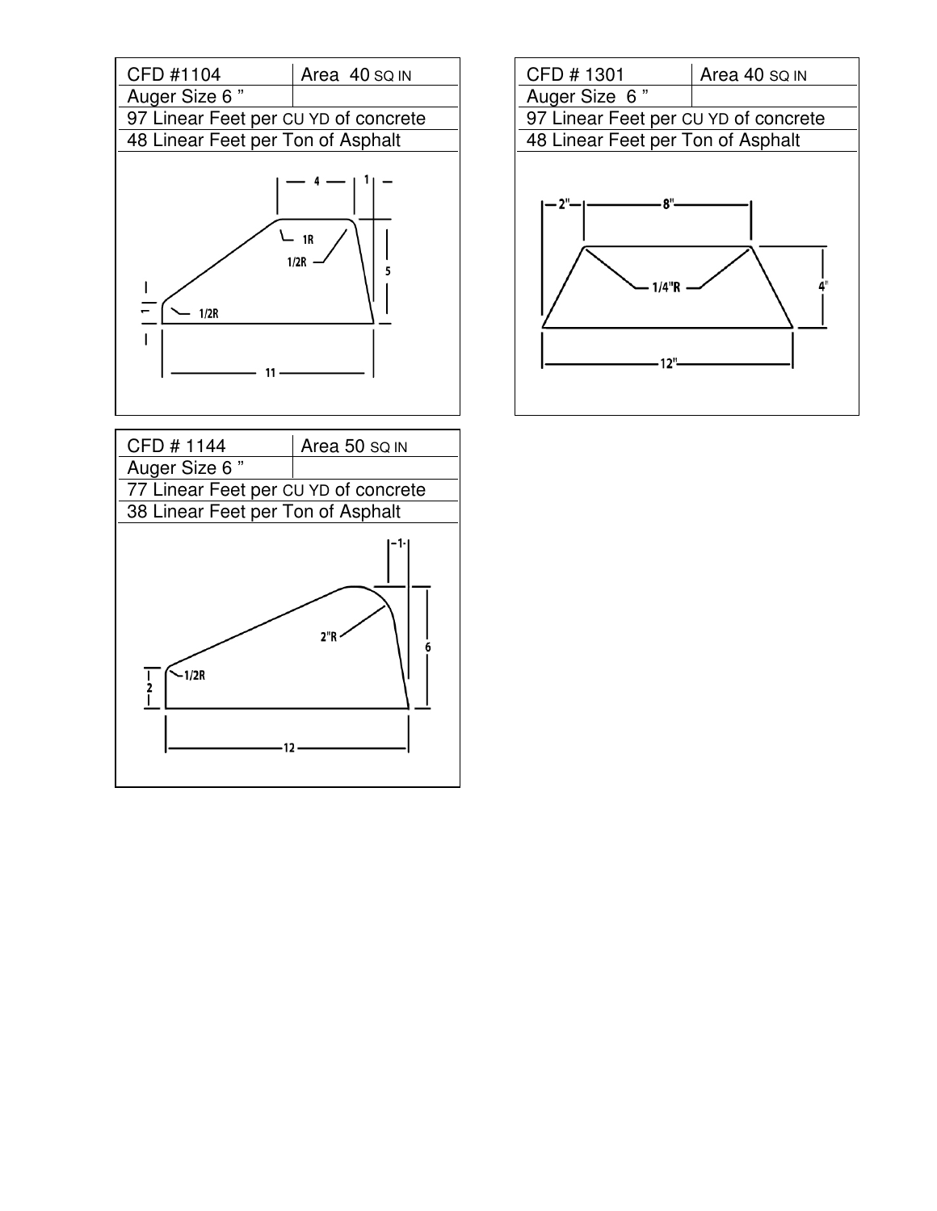| CFD #1104 | Area 40 SQ IN |
|---|---|
| Auger Size 6 " | |
| 97 Linear Feet per CU YD of concrete | |
| 48 Linear Feet per Ton of Asphalt | |

4
1
1R
1/2R
5
1
1/2R
11

| CFD # 1301 | Area 40 SQ IN |
|---|---|
| Auger Size 6 " | |
| 97 Linear Feet per CU YD of concrete | |
| 48 Linear Feet per Ton of Asphalt | |

2"
8"
1/4"R
4"
12"

| CFD # 1144 | Area 50 SQ IN |
|---|---|
| Auger Size 6 " | |
| 77 Linear Feet per CU YD of concrete | |
| 38 Linear Feet per Ton of Asphalt | |

1
2"R
6
2
1/2R
12